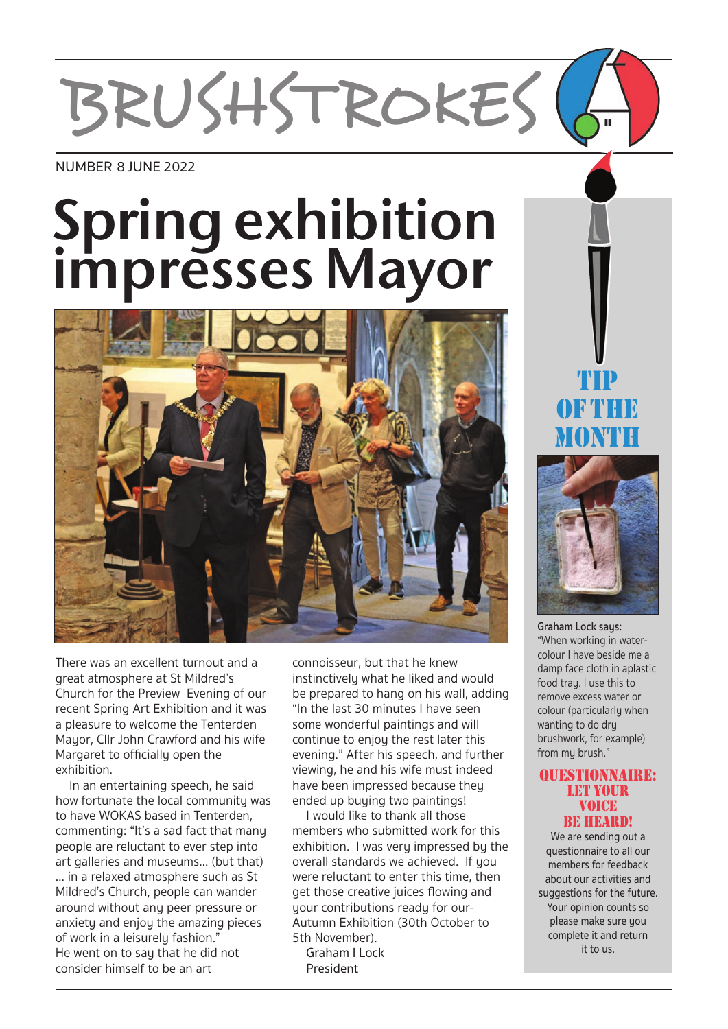# BRUSHSTROKES

NUMBER 8 JUNE 2022

# Spring exhibition impresses Mayor

There was an excellent turnout and a great atmosphere at St Mildred's Church for the Preview Evening of our recent Spring Art Exhibition and it was a pleasure to welcome the Tenterden Mayor, Cllr John Crawford and his wife Margaret to officially open the exhibition.

In an entertaining speech, he said how fortunate the local community was to have WOKAS based in Tenterden, commenting: "It's a sad fact that many people are reluctant to ever step into art galleries and museums... (but that) ... in a relaxed atmosphere such as St Mildred's Church, people can wander around without any peer pressure or anxiety and enjoy the amazing pieces of work in a leisurely fashion."

He went on to say that he did not consider himself to be an art connoisseur, but that he knew instinctively what he liked and would be prepared to hang on his wall, adding "In the last 30 minutes I have seen some wonderful paintings and will continue to enjoy the rest later this evening." After his speech, and further viewing, he and his wife must indeed have been impressed because they ended up buying two paintings!

I would like to thank all those members who submitted work for this exhibition. I was very impressed by the overall standards we achieved. If you were reluctant to enter this time, then get those creative juices flowing and your contributions ready for our-Autumn Exhibition (30th October to 5th November).

Graham I Lock
President

## TIP OF THE MONTH

**Graham Lock says:**
"When working in water-colour I have beside me a damp face cloth in aplastic food tray. I use this to remove excess water or colour (particularly when wanting to do dry brushwork, for example) from my brush."

## QUESTIONNAIRE: LET YOUR VOICE BE HEARD!

We are sending out a questionnaire to all our members for feedback about our activities and suggestions for the future. Your opinion counts so please make sure you complete it and return it to us.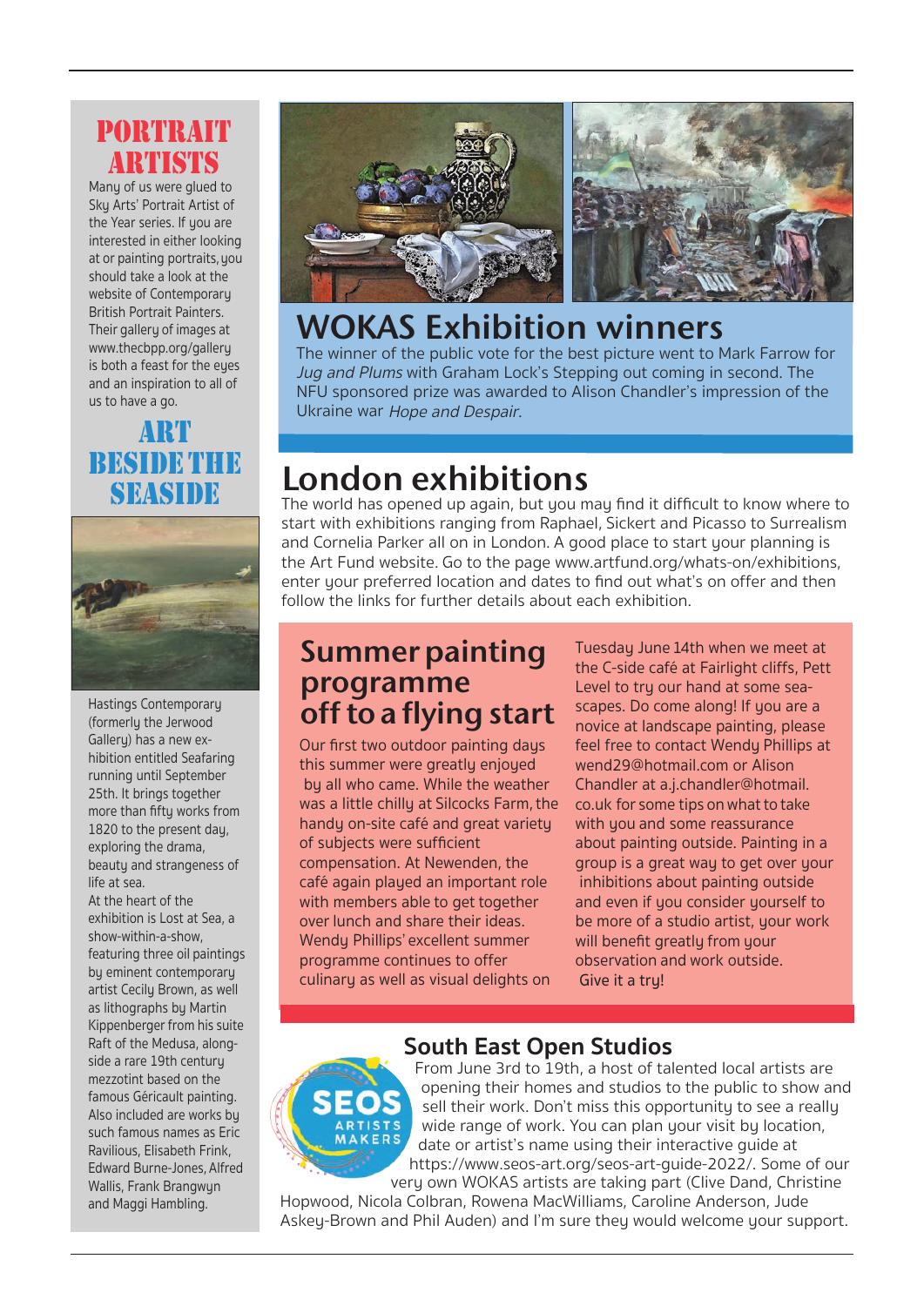## PORTRAIT ARTISTS

Many of us were glued to Sky Arts' Portrait Artist of the Year series. If you are interested in either looking at or painting portraits, you should take a look at the website of Contemporary British Portrait Painters. Their gallery of images at www.thecbpp.org/gallery is both a feast for the eyes and an inspiration to all of us to have a go.

## ART BESIDE THE SEASIDE

Hastings Contemporary (formerly the Jerwood Gallery) has a new exhibition entitled Seafaring running until September 25th. It brings together more than fifty works from 1820 to the present day, exploring the drama, beauty and strangeness of life at sea.

At the heart of the exhibition is Lost at Sea, a show-within-a-show, featuring three oil paintings by eminent contemporary artist Cecily Brown, as well as lithographs by Martin Kippenberger from his suite Raft of the Medusa, alongside a rare 19th century mezzotint based on the famous Géricault painting. Also included are works by such famous names as Eric Ravilious, Elisabeth Frink, Edward Burne-Jones, Alfred Wallis, Frank Brangwyn and Maggi Hambling.

## WOKAS Exhibition winners

The winner of the public vote for the best picture went to Mark Farrow for *Jug and Plums* with Graham Lock's Stepping out coming in second. The NFU sponsored prize was awarded to Alison Chandler's impression of the Ukraine war *Hope and Despair*.

## London exhibitions

The world has opened up again, but you may find it difficult to know where to start with exhibitions ranging from Raphael, Sickert and Picasso to Surrealism and Cornelia Parker all on in London. A good place to start your planning is the Art Fund website. Go to the page www.artfund.org/whats-on/exhibitions, enter your preferred location and dates to find out what's on offer and then follow the links for further details about each exhibition.

## Summer painting programme off to a flying start

Our first two outdoor painting days this summer were greatly enjoyed by all who came. While the weather was a little chilly at Silcocks Farm, the handy on-site café and great variety of subjects were sufficient compensation. At Newenden, the café again played an important role with members able to get together over lunch and share their ideas. Wendy Phillips' excellent summer programme continues to offer culinary as well as visual delights on Tuesday June 14th when we meet at the C-side café at Fairlight cliffs, Pett Level to try our hand at some seascapes. Do come along! If you are a novice at landscape painting, please feel free to contact Wendy Phillips at wend29@hotmail.com or Alison Chandler at a.j.chandler@hotmail.co.uk for some tips on what to take with you and some reassurance about painting outside. Painting in a group is a great way to get over your inhibitions about painting outside and even if you consider yourself to be more of a studio artist, your work will benefit greatly from your observation and work outside.

Give it a try!

## South East Open Studios

From June 3rd to 19th, a host of talented local artists are opening their homes and studios to the public to show and sell their work. Don't miss this opportunity to see a really wide range of work. You can plan your visit by location, date or artist's name using their interactive guide at https://www.seos-art.org/seos-art-guide-2022/. Some of our very own WOKAS artists are taking part (Clive Dand, Christine Hopwood, Nicola Colbran, Rowena MacWilliams, Caroline Anderson, Jude Askey-Brown and Phil Auden) and I'm sure they would welcome your support.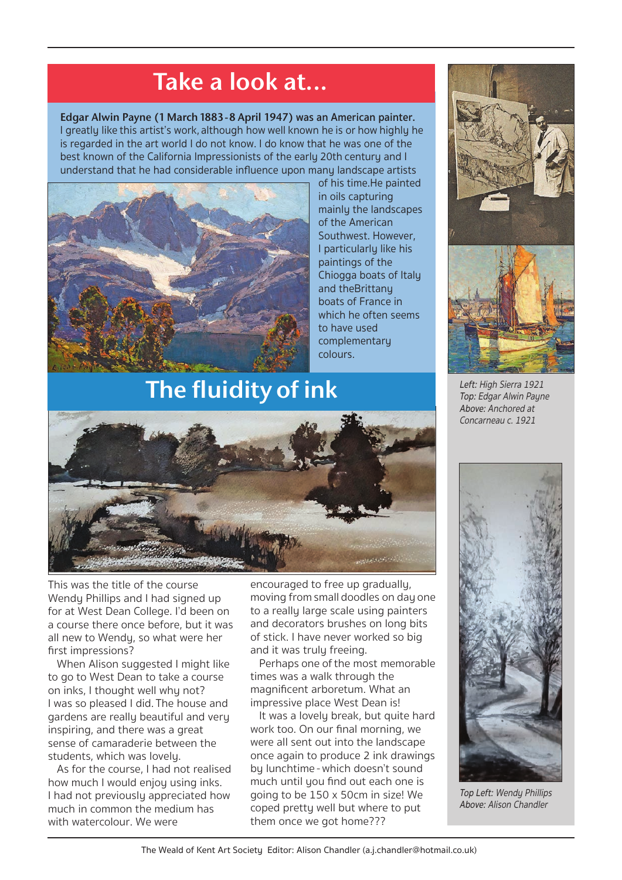# Take a look at...

**Edgar Alwin Payne (1 March 1883-8 April 1947) was an American painter.** I greatly like this artist's work, although how well known he is or how highly he is regarded in the art world I do not know. I do know that he was one of the best known of the California Impressionists of the early 20th century and I understand that he had considerable influence upon many landscape artists of his time.He painted in oils capturing mainly the landscapes of the American Southwest. However, I particularly like his paintings of the Chiogga boats of Italy and theBrittany boats of France in which he often seems to have used complementary colours.

*Left: High Sierra 1921*
*Top: Edgar Alwin Payne*
*Above: Anchored at Concarneau c. 1921*

# The fluidity of ink

This was the title of the course Wendy Phillips and I had signed up for at West Dean College. I'd been on a course there once before, but it was all new to Wendy, so what were her first impressions?

When Alison suggested I might like to go to West Dean to take a course on inks, I thought well why not? I was so pleased I did. The house and gardens are really beautiful and very inspiring, and there was a great sense of camaraderie between the students, which was lovely.

As for the course, I had not realised how much I would enjoy using inks. I had not previously appreciated how much in common the medium has with watercolour. We were encouraged to free up gradually, moving from small doodles on day one to a really large scale using painters and decorators brushes on long bits of stick. I have never worked so big and it was truly freeing.

Perhaps one of the most memorable times was a walk through the magnificent arboretum. What an impressive place West Dean is!

It was a lovely break, but quite hard work too. On our final morning, we were all sent out into the landscape once again to produce 2 ink drawings by lunchtime - which doesn't sound much until you find out each one is going to be 150 x 50cm in size! We coped pretty well but where to put them once we got home???

*Top Left: Wendy Phillips*
*Above: Alison Chandler*